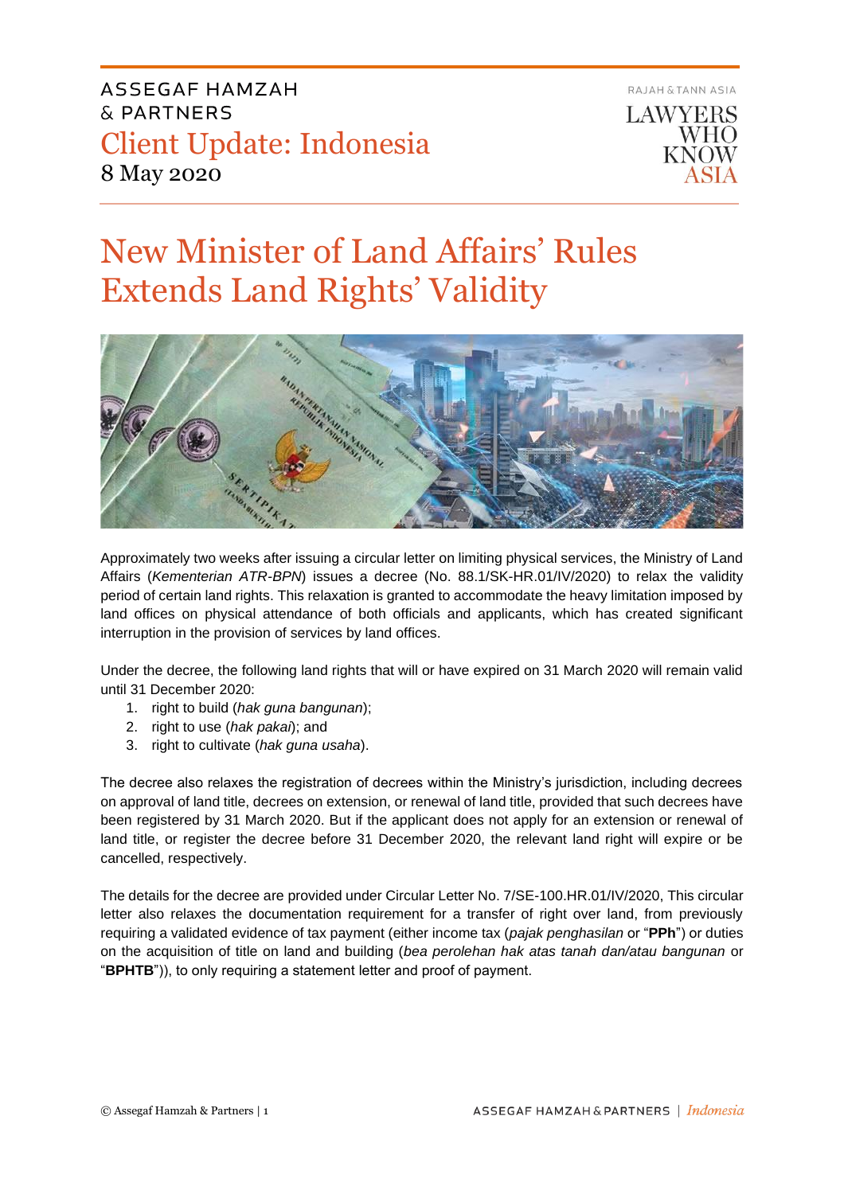ASSEGAF HAMZAH & PARTNERS

Client Update: Indonesia

8 May 2020

RAJAH & TANN ASIA

LAWYERS WHO KNOW ASIA

# New Minister of Land Affairs' Rules Extends Land Rights' Validity

Approximately two weeks after issuing a circular letter on limiting physical services, the Ministry of Land Affairs (*Kementerian ATR-BPN*) issues a decree (No. 88.1/SK-HR.01/IV/2020) to relax the validity period of certain land rights. This relaxation is granted to accommodate the heavy limitation imposed by land offices on physical attendance of both officials and applicants, which has created significant interruption in the provision of services by land offices.

Under the decree, the following land rights that will or have expired on 31 March 2020 will remain valid until 31 December 2020:

1. right to build (*hak guna bangunan*);
2. right to use (*hak pakai*); and
3. right to cultivate (*hak guna usaha*).

The decree also relaxes the registration of decrees within the Ministry's jurisdiction, including decrees on approval of land title, decrees on extension, or renewal of land title, provided that such decrees have been registered by 31 March 2020. But if the applicant does not apply for an extension or renewal of land title, or register the decree before 31 December 2020, the relevant land right will expire or be cancelled, respectively.

The details for the decree are provided under Circular Letter No. 7/SE-100.HR.01/IV/2020, This circular letter also relaxes the documentation requirement for a transfer of right over land, from previously requiring a validated evidence of tax payment (either income tax (*pajak penghasilan* or "**PPh**") or duties on the acquisition of title on land and building (*bea perolehan hak atas tanah dan/atau bangunan* or "**BPHTB**")), to only requiring a statement letter and proof of payment.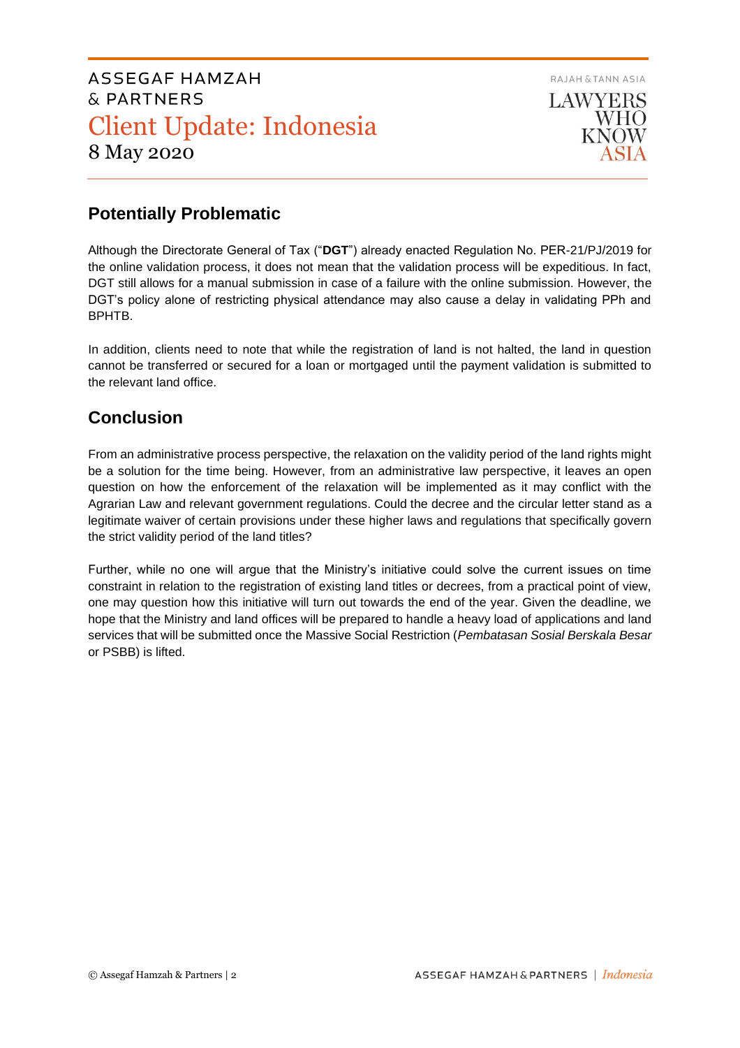## Potentially Problematic

Although the Directorate General of Tax ("**DGT**") already enacted Regulation No. PER-21/PJ/2019 for the online validation process, it does not mean that the validation process will be expeditious. In fact, DGT still allows for a manual submission in case of a failure with the online submission. However, the DGT's policy alone of restricting physical attendance may also cause a delay in validating PPh and BPHTB.

In addition, clients need to note that while the registration of land is not halted, the land in question cannot be transferred or secured for a loan or mortgaged until the payment validation is submitted to the relevant land office.

## Conclusion

From an administrative process perspective, the relaxation on the validity period of the land rights might be a solution for the time being. However, from an administrative law perspective, it leaves an open question on how the enforcement of the relaxation will be implemented as it may conflict with the Agrarian Law and relevant government regulations. Could the decree and the circular letter stand as a legitimate waiver of certain provisions under these higher laws and regulations that specifically govern the strict validity period of the land titles?

Further, while no one will argue that the Ministry's initiative could solve the current issues on time constraint in relation to the registration of existing land titles or decrees, from a practical point of view, one may question how this initiative will turn out towards the end of the year. Given the deadline, we hope that the Ministry and land offices will be prepared to handle a heavy load of applications and land services that will be submitted once the Massive Social Restriction (*Pembatasan Sosial Berskala Besar* or PSBB) is lifted.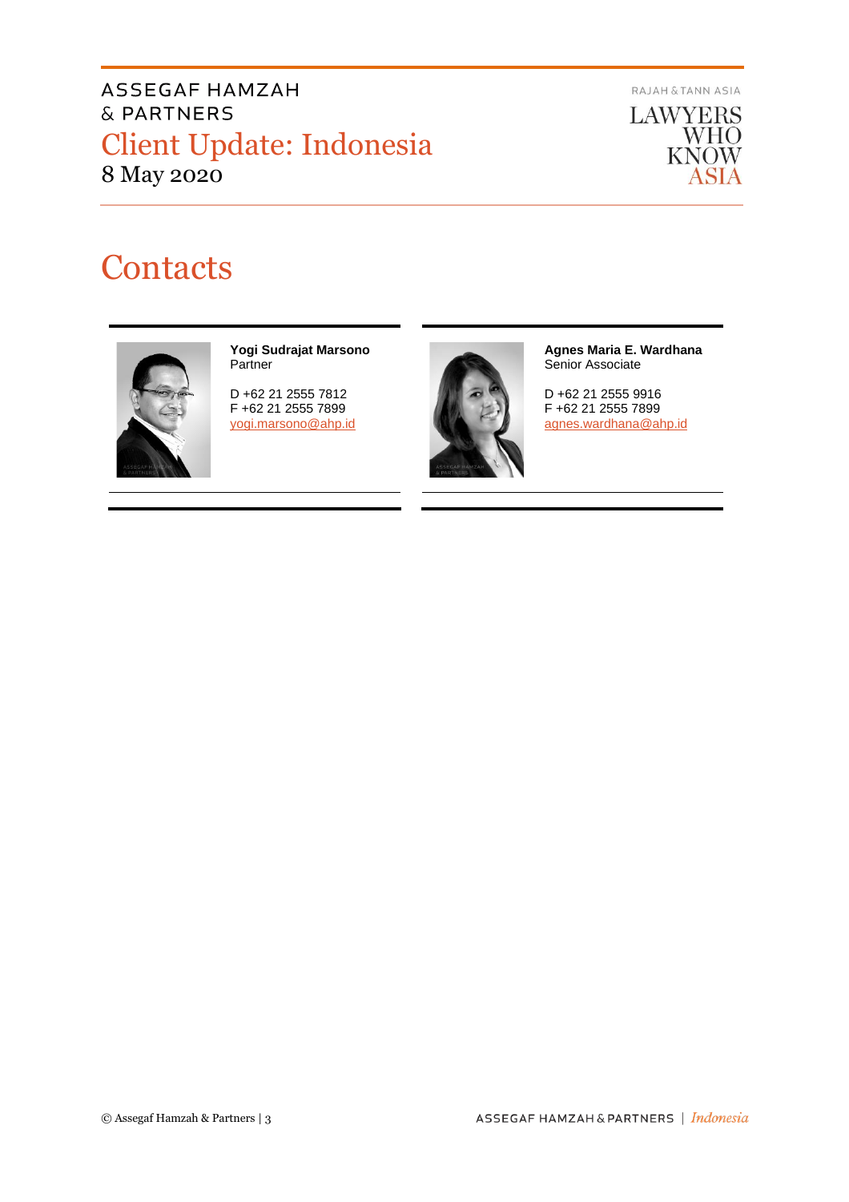# Contacts

**Yogi Sudrajat Marsono**
Partner

D +62 21 2555 7812
F +62 21 2555 7899
yogi.marsono@ahp.id

**Agnes Maria E. Wardhana**
Senior Associate

D +62 21 2555 9916
F +62 21 2555 7899
agnes.wardhana@ahp.id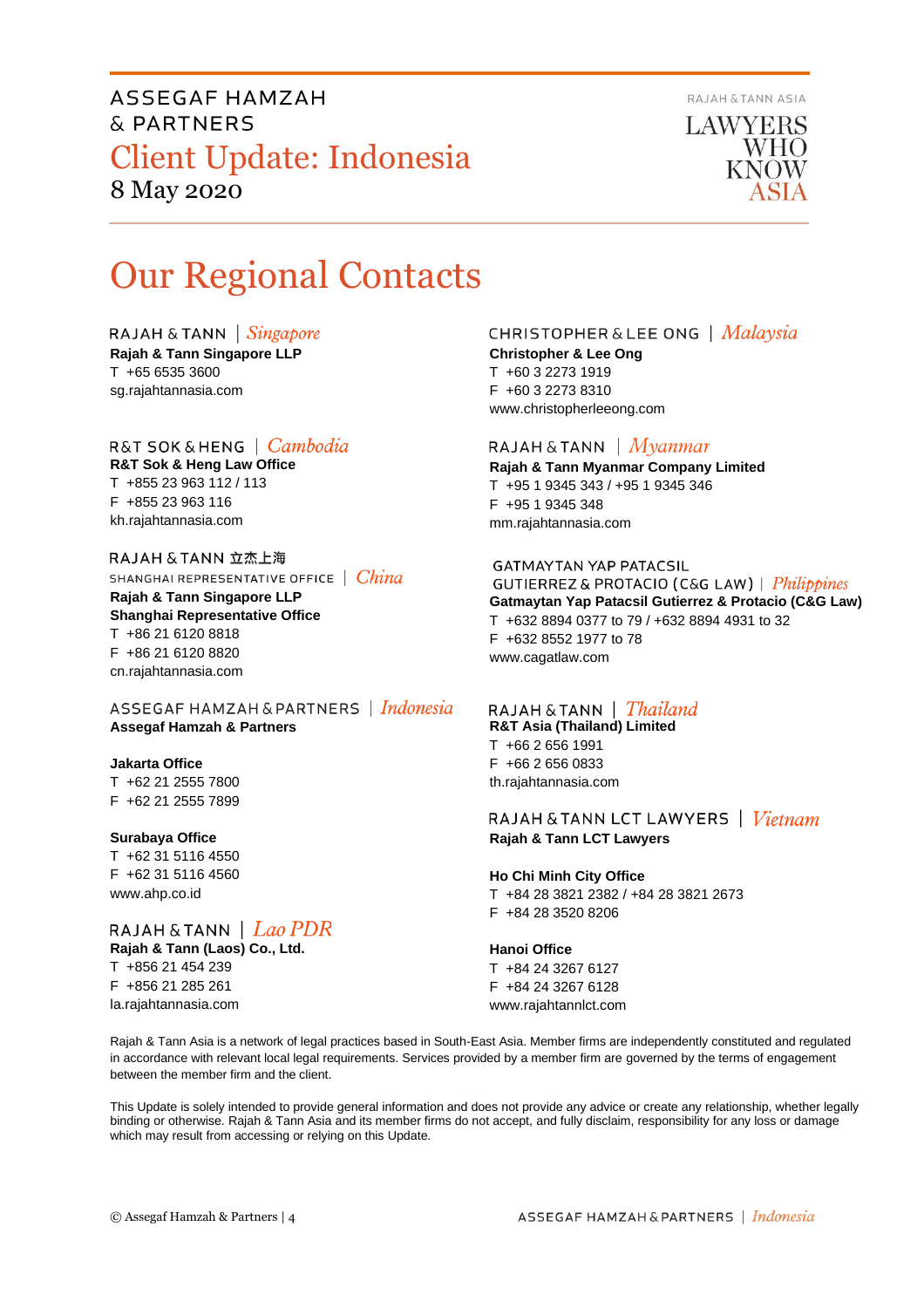# Our Regional Contacts

**RAJAH & TANN | *Singapore***
**Rajah & Tann Singapore LLP**
T +65 6535 3600
sg.rajahtannasia.com

**R&T SOK & HENG | *Cambodia***
**R&T Sok & Heng Law Office**
T +855 23 963 112 / 113
F +855 23 963 116
kh.rajahtannasia.com

**RAJAH & TANN 立杰上海**
**SHANGHAI REPRESENTATIVE OFFICE | *China***
**Rajah & Tann Singapore LLP**
**Shanghai Representative Office**
T +86 21 6120 8818
F +86 21 6120 8820
cn.rajahtannasia.com

**ASSEGAF HAMZAH & PARTNERS | *Indonesia***
**Assegaf Hamzah & Partners**

**Jakarta Office**
T +62 21 2555 7800
F +62 21 2555 7899

**Surabaya Office**
T +62 31 5116 4550
F +62 31 5116 4560
www.ahp.co.id

**RAJAH & TANN | *Lao PDR***
**Rajah & Tann (Laos) Co., Ltd.**
T +856 21 454 239
F +856 21 285 261
la.rajahtannasia.com

**CHRISTOPHER & LEE ONG | *Malaysia***
**Christopher & Lee Ong**
T +60 3 2273 1919
F +60 3 2273 8310
www.christopherleeong.com

**RAJAH & TANN | *Myanmar***
**Rajah & Tann Myanmar Company Limited**
T +95 1 9345 343 / +95 1 9345 346
F +95 1 9345 348
mm.rajahtannasia.com

**GATMAYTAN YAP PATACSIL GUTIERREZ & PROTACIO (C&G LAW) | *Philippines***
**Gatmaytan Yap Patacsil Gutierrez & Protacio (C&G Law)**
T +632 8894 0377 to 79 / +632 8894 4931 to 32
F +632 8552 1977 to 78
www.cagatlaw.com

**RAJAH & TANN | *Thailand***
**R&T Asia (Thailand) Limited**
T +66 2 656 1991
F +66 2 656 0833
th.rajahtannasia.com

**RAJAH & TANN LCT LAWYERS | *Vietnam***
**Rajah & Tann LCT Lawyers**

**Ho Chi Minh City Office**
T +84 28 3821 2382 / +84 28 3821 2673
F +84 28 3520 8206

**Hanoi Office**
T +84 24 3267 6127
F +84 24 3267 6128
www.rajahtannlct.com

Rajah & Tann Asia is a network of legal practices based in South-East Asia. Member firms are independently constituted and regulated in accordance with relevant local legal requirements. Services provided by a member firm are governed by the terms of engagement between the member firm and the client.

This Update is solely intended to provide general information and does not provide any advice or create any relationship, whether legally binding or otherwise. Rajah & Tann Asia and its member firms do not accept, and fully disclaim, responsibility for any loss or damage which may result from accessing or relying on this Update.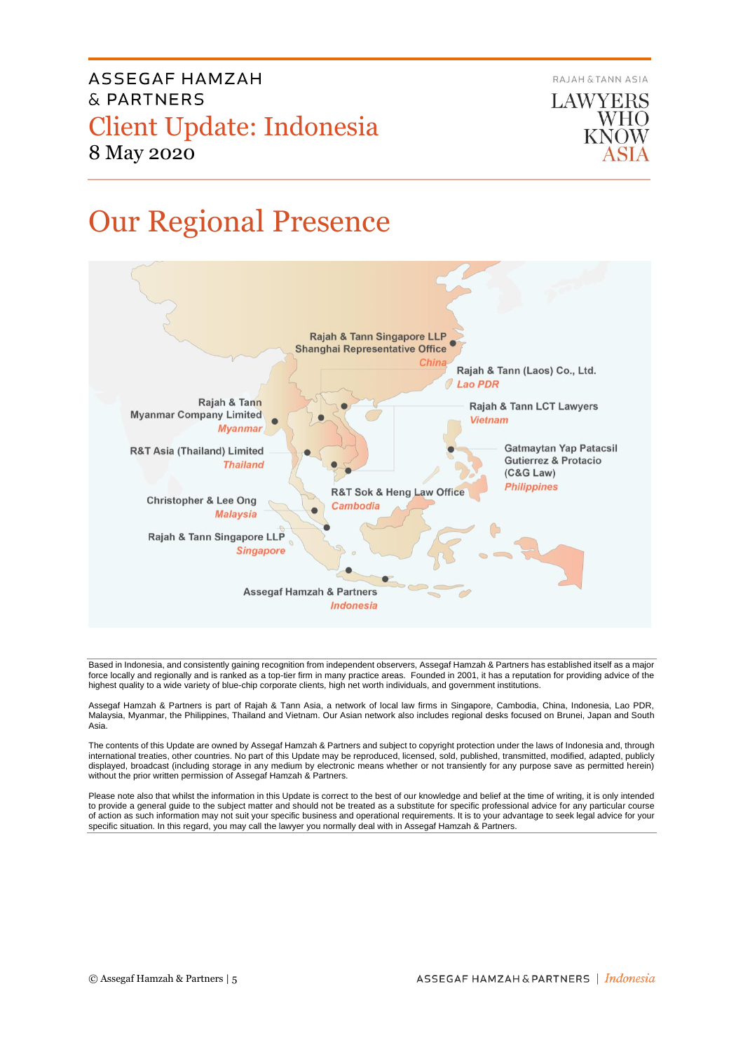# Our Regional Presence

Rajah & Tann Singapore LLP
Shanghai Representative Office
*China*

Rajah & Tann (Laos) Co., Ltd.
*Lao PDR*

Rajah & Tann
Myanmar Company Limited
*Myanmar*

Rajah & Tann LCT Lawyers
*Vietnam*

R&T Asia (Thailand) Limited
*Thailand*

Gatmaytan Yap Patacsil
Gutierrez & Protacio
(C&G Law)
*Philippines*

R&T Sok & Heng Law Office
*Cambodia*

Christopher & Lee Ong
*Malaysia*

Rajah & Tann Singapore LLP
*Singapore*

Assegaf Hamzah & Partners
*Indonesia*

Based in Indonesia, and consistently gaining recognition from independent observers, Assegaf Hamzah & Partners has established itself as a major force locally and regionally and is ranked as a top-tier firm in many practice areas. Founded in 2001, it has a reputation for providing advice of the highest quality to a wide variety of blue-chip corporate clients, high net worth individuals, and government institutions.

Assegaf Hamzah & Partners is part of Rajah & Tann Asia, a network of local law firms in Singapore, Cambodia, China, Indonesia, Lao PDR, Malaysia, Myanmar, the Philippines, Thailand and Vietnam. Our Asian network also includes regional desks focused on Brunei, Japan and South Asia.

The contents of this Update are owned by Assegaf Hamzah & Partners and subject to copyright protection under the laws of Indonesia and, through international treaties, other countries. No part of this Update may be reproduced, licensed, sold, published, transmitted, modified, adapted, publicly displayed, broadcast (including storage in any medium by electronic means whether or not transiently for any purpose save as permitted herein) without the prior written permission of Assegaf Hamzah & Partners.

Please note also that whilst the information in this Update is correct to the best of our knowledge and belief at the time of writing, it is only intended to provide a general guide to the subject matter and should not be treated as a substitute for specific professional advice for any particular course of action as such information may not suit your specific business and operational requirements. It is to your advantage to seek legal advice for your specific situation. In this regard, you may call the lawyer you normally deal with in Assegaf Hamzah & Partners.